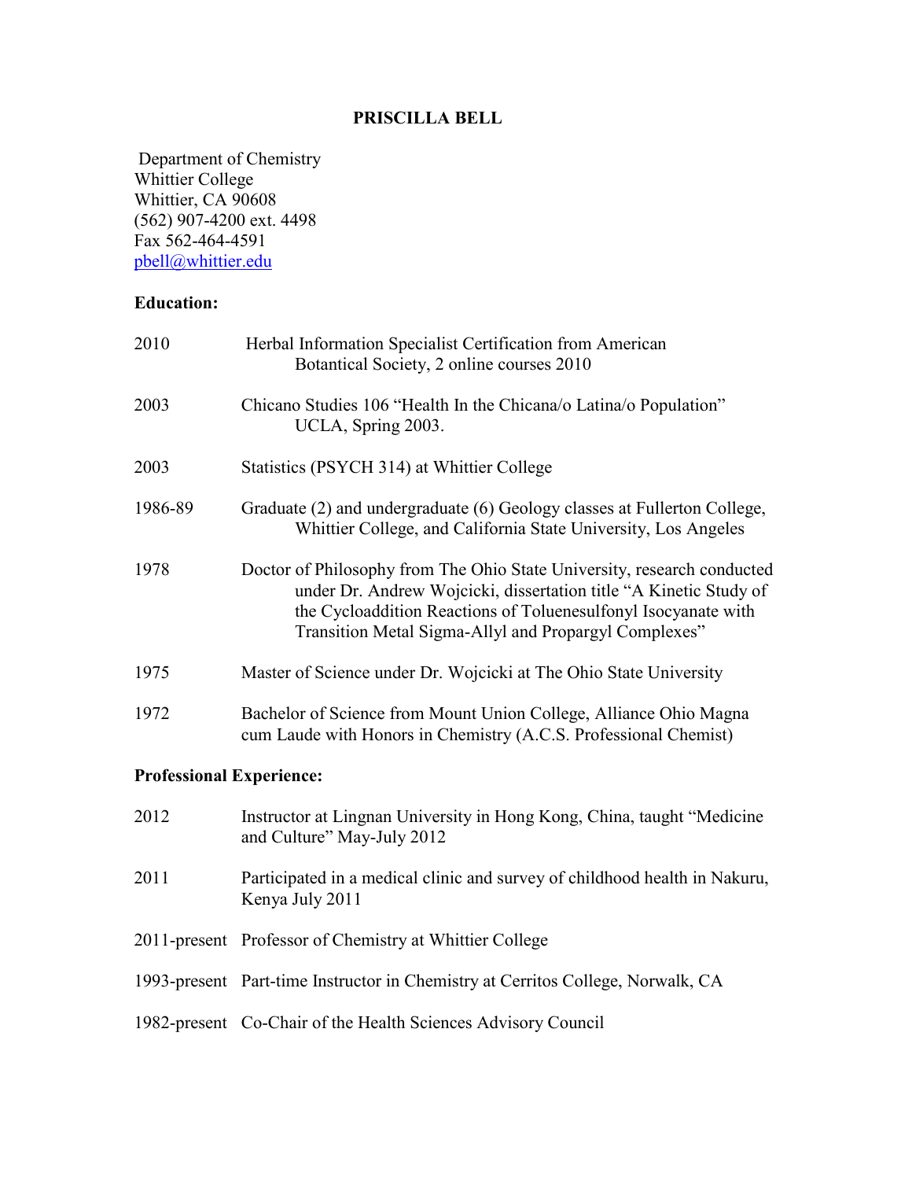# PRISCILLA BELL

Department of Chemistry
Whittier College
Whittier, CA 90608
(562) 907-4200 ext. 4498
Fax 562-464-4591
pbell@whittier.edu

## Education:

| | |
|---|---|
| 2010 | Herbal Information Specialist Certification from American Botantical Society, 2 online courses 2010 |
| 2003 | Chicano Studies 106 "Health In the Chicana/o Latina/o Population" UCLA, Spring 2003. |
| 2003 | Statistics (PSYCH 314) at Whittier College |
| 1986-89 | Graduate (2) and undergraduate (6) Geology classes at Fullerton College, Whittier College, and California State University, Los Angeles |
| 1978 | Doctor of Philosophy from The Ohio State University, research conducted under Dr. Andrew Wojcicki, dissertation title "A Kinetic Study of the Cycloaddition Reactions of Toluenesulfonyl Isocyanate with Transition Metal Sigma-Allyl and Propargyl Complexes" |
| 1975 | Master of Science under Dr. Wojcicki at The Ohio State University |
| 1972 | Bachelor of Science from Mount Union College, Alliance Ohio Magna cum Laude with Honors in Chemistry (A.C.S. Professional Chemist) |

## Professional Experience:

| | |
|---|---|
| 2012 | Instructor at Lingnan University in Hong Kong, China, taught "Medicine and Culture" May-July 2012 |
| 2011 | Participated in a medical clinic and survey of childhood health in Nakuru, Kenya July 2011 |
| 2011-present | Professor of Chemistry at Whittier College |
| 1993-present | Part-time Instructor in Chemistry at Cerritos College, Norwalk, CA |
| 1982-present | Co-Chair of the Health Sciences Advisory Council |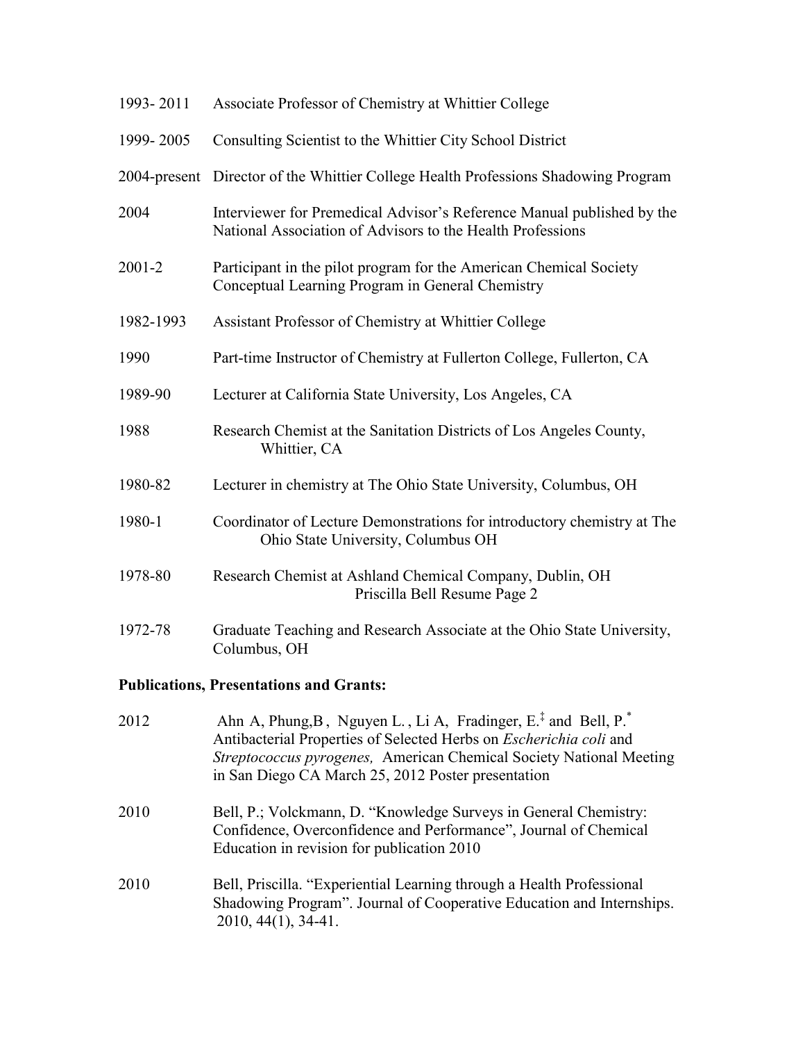1993- 2011 Associate Professor of Chemistry at Whittier College

1999- 2005 Consulting Scientist to the Whittier City School District

2004-present Director of the Whittier College Health Professions Shadowing Program

2004 Interviewer for Premedical Advisor's Reference Manual published by the National Association of Advisors to the Health Professions

2001-2 Participant in the pilot program for the American Chemical Society Conceptual Learning Program in General Chemistry

1982-1993 Assistant Professor of Chemistry at Whittier College

1990 Part-time Instructor of Chemistry at Fullerton College, Fullerton, CA

1989-90 Lecturer at California State University, Los Angeles, CA

1988 Research Chemist at the Sanitation Districts of Los Angeles County, Whittier, CA

1980-82 Lecturer in chemistry at The Ohio State University, Columbus, OH

1980-1 Coordinator of Lecture Demonstrations for introductory chemistry at The Ohio State University, Columbus OH

1978-80 Research Chemist at Ashland Chemical Company, Dublin, OH

1972-78 Graduate Teaching and Research Associate at the Ohio State University, Columbus, OH

**Publications, Presentations and Grants:**

2012 Ahn A, Phung,B , Nguyen L. , Li A, Fradinger, E.[‡] and Bell, P.[*] Antibacterial Properties of Selected Herbs on *Escherichia coli* and *Streptococcus pyrogenes,* American Chemical Society National Meeting in San Diego CA March 25, 2012 Poster presentation

2010 Bell, P.; Volckmann, D. "Knowledge Surveys in General Chemistry: Confidence, Overconfidence and Performance", Journal of Chemical Education in revision for publication 2010

2010 Bell, Priscilla. "Experiential Learning through a Health Professional Shadowing Program". Journal of Cooperative Education and Internships. 2010, 44(1), 34-41.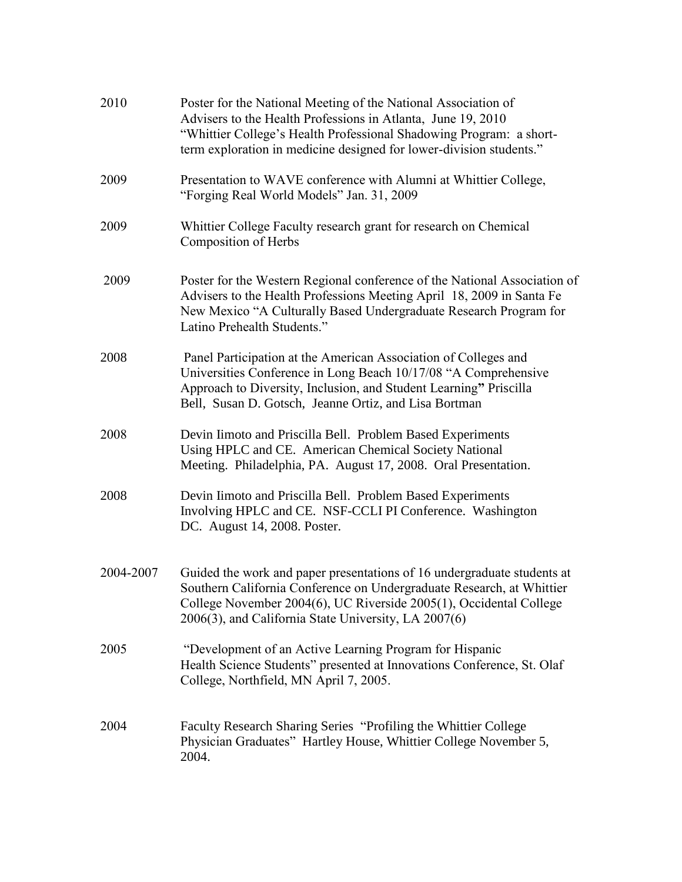2010 Poster for the National Meeting of the National Association of Advisers to the Health Professions in Atlanta, June 19, 2010 "Whittier College's Health Professional Shadowing Program: a short-term exploration in medicine designed for lower-division students."

2009 Presentation to WAVE conference with Alumni at Whittier College, "Forging Real World Models" Jan. 31, 2009

2009 Whittier College Faculty research grant for research on Chemical Composition of Herbs

2009 Poster for the Western Regional conference of the National Association of Advisers to the Health Professions Meeting April 18, 2009 in Santa Fe New Mexico "A Culturally Based Undergraduate Research Program for Latino Prehealth Students."

2008 Panel Participation at the American Association of Colleges and Universities Conference in Long Beach 10/17/08 "A Comprehensive Approach to Diversity, Inclusion, and Student Learning**"** Priscilla Bell, Susan D. Gotsch, Jeanne Ortiz, and Lisa Bortman

2008 Devin Iimoto and Priscilla Bell. Problem Based Experiments Using HPLC and CE. American Chemical Society National Meeting. Philadelphia, PA. August 17, 2008. Oral Presentation.

2008 Devin Iimoto and Priscilla Bell. Problem Based Experiments Involving HPLC and CE. NSF-CCLI PI Conference. Washington DC. August 14, 2008. Poster.

2004-2007 Guided the work and paper presentations of 16 undergraduate students at Southern California Conference on Undergraduate Research, at Whittier College November 2004(6), UC Riverside 2005(1), Occidental College 2006(3), and California State University, LA 2007(6)

2005 "Development of an Active Learning Program for Hispanic Health Science Students" presented at Innovations Conference, St. Olaf College, Northfield, MN April 7, 2005.

2004 Faculty Research Sharing Series "Profiling the Whittier College Physician Graduates" Hartley House, Whittier College November 5, 2004.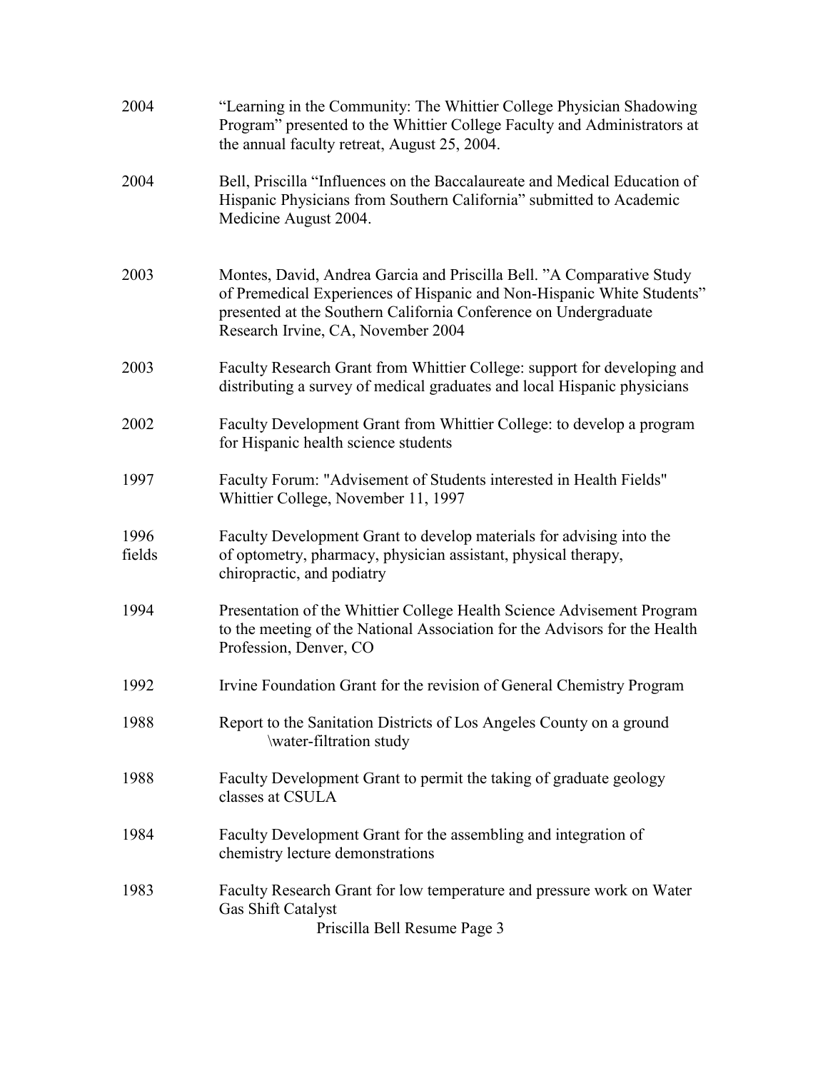| | |
|---|---|
| 2004 | "Learning in the Community: The Whittier College Physician Shadowing Program" presented to the Whittier College Faculty and Administrators at the annual faculty retreat, August 25, 2004. |
| 2004 | Bell, Priscilla "Influences on the Baccalaureate and Medical Education of Hispanic Physicians from Southern California" submitted to Academic Medicine August 2004. |
| 2003 | Montes, David, Andrea Garcia and Priscilla Bell. "A Comparative Study of Premedical Experiences of Hispanic and Non-Hispanic White Students" presented at the Southern California Conference on Undergraduate Research Irvine, CA, November 2004 |
| 2003 | Faculty Research Grant from Whittier College: support for developing and distributing a survey of medical graduates and local Hispanic physicians |
| 2002 | Faculty Development Grant from Whittier College: to develop a program for Hispanic health science students |
| 1997 | Faculty Forum: "Advisement of Students interested in Health Fields" Whittier College, November 11, 1997 |
| 1996 fields | Faculty Development Grant to develop materials for advising into the of optometry, pharmacy, physician assistant, physical therapy, chiropractic, and podiatry |
| 1994 | Presentation of the Whittier College Health Science Advisement Program to the meeting of the National Association for the Advisors for the Health Profession, Denver, CO |
| 1992 | Irvine Foundation Grant for the revision of General Chemistry Program |
| 1988 | Report to the Sanitation Districts of Los Angeles County on a ground \water-filtration study |
| 1988 | Faculty Development Grant to permit the taking of graduate geology classes at CSULA |
| 1984 | Faculty Development Grant for the assembling and integration of chemistry lecture demonstrations |
| 1983 | Faculty Research Grant for low temperature and pressure work on Water Gas Shift Catalyst |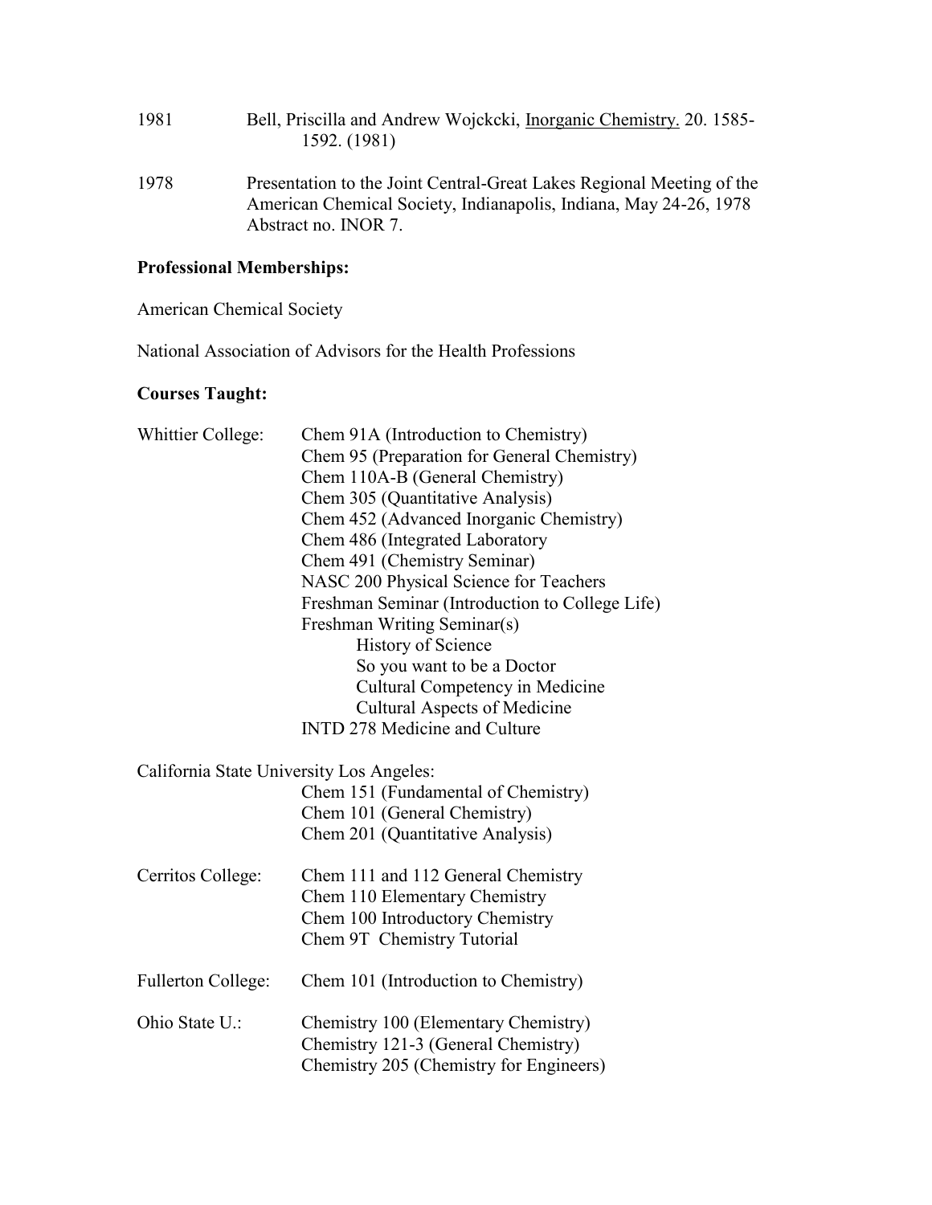1981 Bell, Priscilla and Andrew Wojckcki, Inorganic Chemistry. 20. 1585-1592. (1981)

1978 Presentation to the Joint Central-Great Lakes Regional Meeting of the American Chemical Society, Indianapolis, Indiana, May 24-26, 1978 Abstract no. INOR 7.

**Professional Memberships:**

American Chemical Society

National Association of Advisors for the Health Professions

**Courses Taught:**

Whittier College:
- Chem 91A (Introduction to Chemistry)
- Chem 95 (Preparation for General Chemistry)
- Chem 110A-B (General Chemistry)
- Chem 305 (Quantitative Analysis)
- Chem 452 (Advanced Inorganic Chemistry)
- Chem 486 (Integrated Laboratory
- Chem 491 (Chemistry Seminar)
- NASC 200 Physical Science for Teachers
- Freshman Seminar (Introduction to College Life)
- Freshman Writing Seminar(s)
  - History of Science
  - So you want to be a Doctor
  - Cultural Competency in Medicine
  - Cultural Aspects of Medicine
- INTD 278 Medicine and Culture

California State University Los Angeles:
- Chem 151 (Fundamental of Chemistry)
- Chem 101 (General Chemistry)
- Chem 201 (Quantitative Analysis)

Cerritos College:
- Chem 111 and 112 General Chemistry
- Chem 110 Elementary Chemistry
- Chem 100 Introductory Chemistry
- Chem 9T Chemistry Tutorial

Fullerton College:
- Chem 101 (Introduction to Chemistry)

Ohio State U.:
- Chemistry 100 (Elementary Chemistry)
- Chemistry 121-3 (General Chemistry)
- Chemistry 205 (Chemistry for Engineers)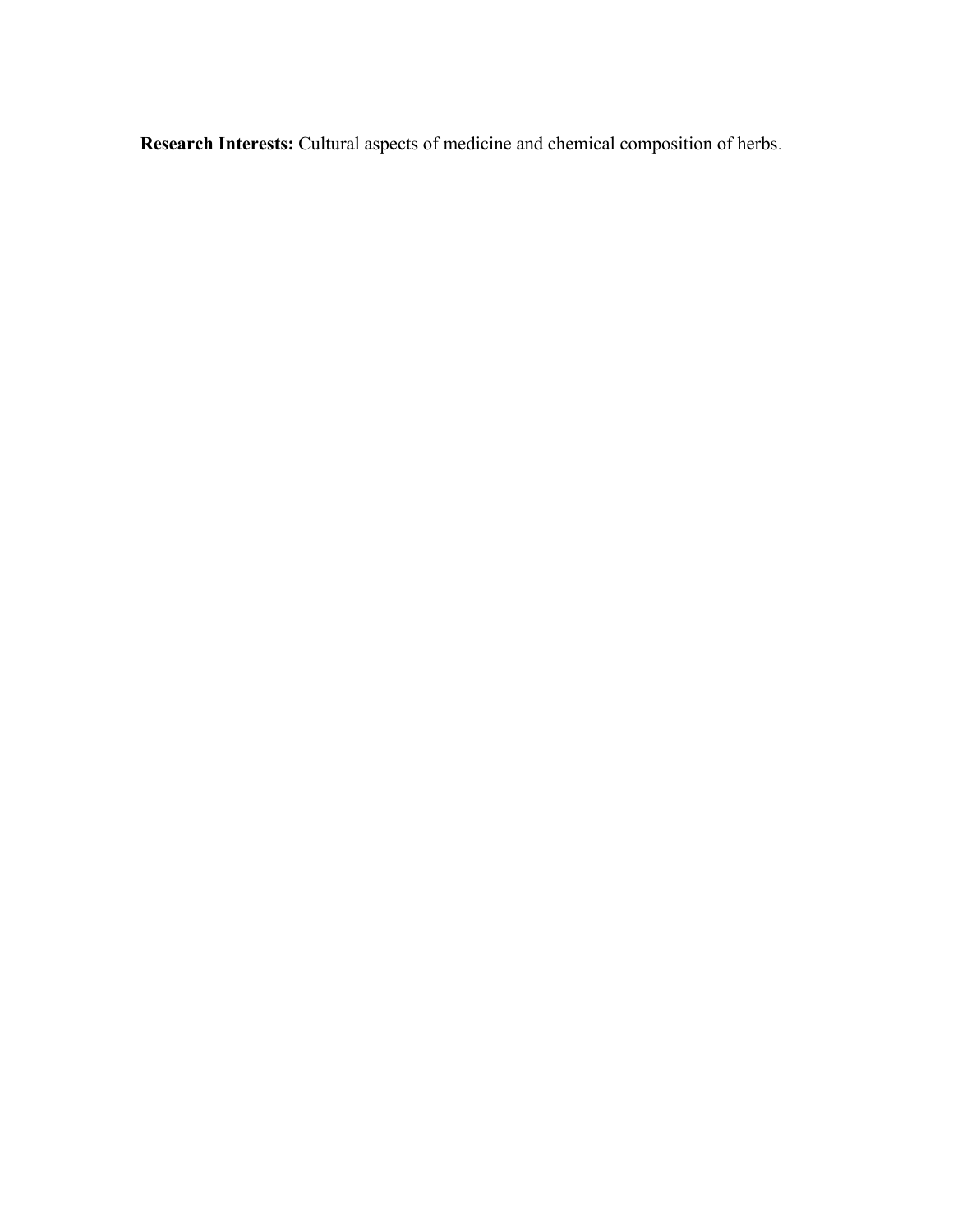**Research Interests:** Cultural aspects of medicine and chemical composition of herbs.